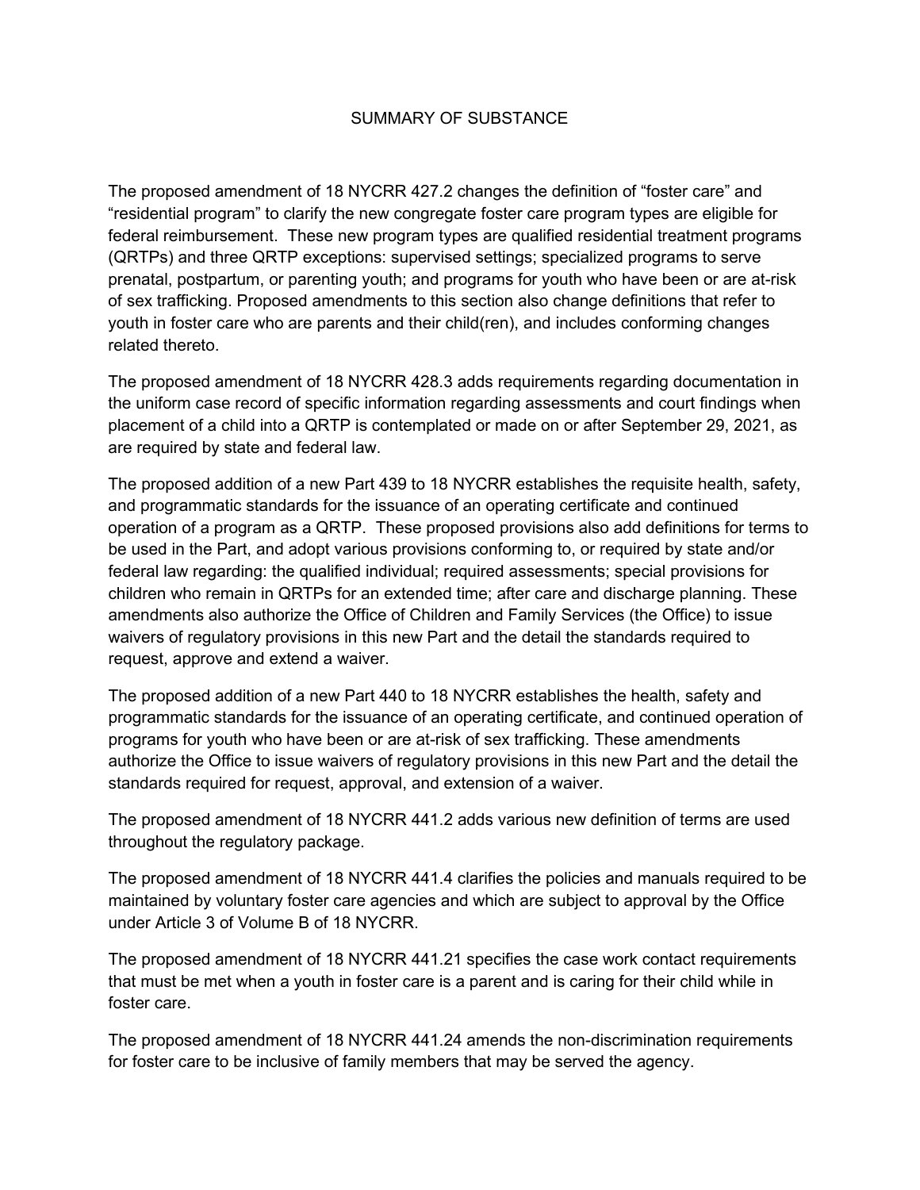## SUMMARY OF SUBSTANCE

The proposed amendment of 18 NYCRR 427.2 changes the definition of "foster care" and "residential program" to clarify the new congregate foster care program types are eligible for federal reimbursement. These new program types are qualified residential treatment programs (QRTPs) and three QRTP exceptions: supervised settings; specialized programs to serve prenatal, postpartum, or parenting youth; and programs for youth who have been or are at-risk of sex trafficking. Proposed amendments to this section also change definitions that refer to youth in foster care who are parents and their child(ren), and includes conforming changes related thereto.

The proposed amendment of 18 NYCRR 428.3 adds requirements regarding documentation in the uniform case record of specific information regarding assessments and court findings when placement of a child into a QRTP is contemplated or made on or after September 29, 2021, as are required by state and federal law.

The proposed addition of a new Part 439 to 18 NYCRR establishes the requisite health, safety, and programmatic standards for the issuance of an operating certificate and continued operation of a program as a QRTP. These proposed provisions also add definitions for terms to be used in the Part, and adopt various provisions conforming to, or required by state and/or federal law regarding: the qualified individual; required assessments; special provisions for children who remain in QRTPs for an extended time; after care and discharge planning. These amendments also authorize the Office of Children and Family Services (the Office) to issue waivers of regulatory provisions in this new Part and the detail the standards required to request, approve and extend a waiver.

The proposed addition of a new Part 440 to 18 NYCRR establishes the health, safety and programmatic standards for the issuance of an operating certificate, and continued operation of programs for youth who have been or are at-risk of sex trafficking. These amendments authorize the Office to issue waivers of regulatory provisions in this new Part and the detail the standards required for request, approval, and extension of a waiver.

The proposed amendment of 18 NYCRR 441.2 adds various new definition of terms are used throughout the regulatory package.

The proposed amendment of 18 NYCRR 441.4 clarifies the policies and manuals required to be maintained by voluntary foster care agencies and which are subject to approval by the Office under Article 3 of Volume B of 18 NYCRR.

The proposed amendment of 18 NYCRR 441.21 specifies the case work contact requirements that must be met when a youth in foster care is a parent and is caring for their child while in foster care.

The proposed amendment of 18 NYCRR 441.24 amends the non-discrimination requirements for foster care to be inclusive of family members that may be served the agency.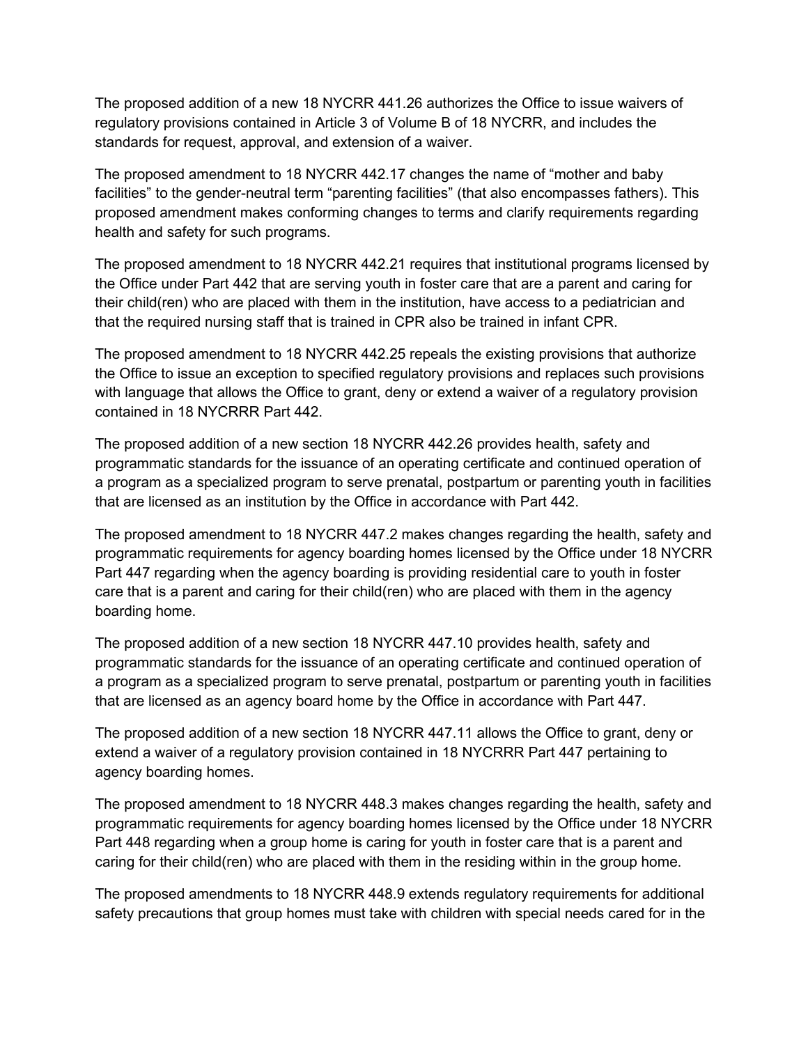The proposed addition of a new 18 NYCRR 441.26 authorizes the Office to issue waivers of regulatory provisions contained in Article 3 of Volume B of 18 NYCRR, and includes the standards for request, approval, and extension of a waiver.

The proposed amendment to 18 NYCRR 442.17 changes the name of "mother and baby facilities" to the gender-neutral term "parenting facilities" (that also encompasses fathers). This proposed amendment makes conforming changes to terms and clarify requirements regarding health and safety for such programs.

The proposed amendment to 18 NYCRR 442.21 requires that institutional programs licensed by the Office under Part 442 that are serving youth in foster care that are a parent and caring for their child(ren) who are placed with them in the institution, have access to a pediatrician and that the required nursing staff that is trained in CPR also be trained in infant CPR.

The proposed amendment to 18 NYCRR 442.25 repeals the existing provisions that authorize the Office to issue an exception to specified regulatory provisions and replaces such provisions with language that allows the Office to grant, deny or extend a waiver of a regulatory provision contained in 18 NYCRRR Part 442.

The proposed addition of a new section 18 NYCRR 442.26 provides health, safety and programmatic standards for the issuance of an operating certificate and continued operation of a program as a specialized program to serve prenatal, postpartum or parenting youth in facilities that are licensed as an institution by the Office in accordance with Part 442.

The proposed amendment to 18 NYCRR 447.2 makes changes regarding the health, safety and programmatic requirements for agency boarding homes licensed by the Office under 18 NYCRR Part 447 regarding when the agency boarding is providing residential care to youth in foster care that is a parent and caring for their child(ren) who are placed with them in the agency boarding home.

The proposed addition of a new section 18 NYCRR 447.10 provides health, safety and programmatic standards for the issuance of an operating certificate and continued operation of a program as a specialized program to serve prenatal, postpartum or parenting youth in facilities that are licensed as an agency board home by the Office in accordance with Part 447.

The proposed addition of a new section 18 NYCRR 447.11 allows the Office to grant, deny or extend a waiver of a regulatory provision contained in 18 NYCRRR Part 447 pertaining to agency boarding homes.

The proposed amendment to 18 NYCRR 448.3 makes changes regarding the health, safety and programmatic requirements for agency boarding homes licensed by the Office under 18 NYCRR Part 448 regarding when a group home is caring for youth in foster care that is a parent and caring for their child(ren) who are placed with them in the residing within in the group home.

The proposed amendments to 18 NYCRR 448.9 extends regulatory requirements for additional safety precautions that group homes must take with children with special needs cared for in the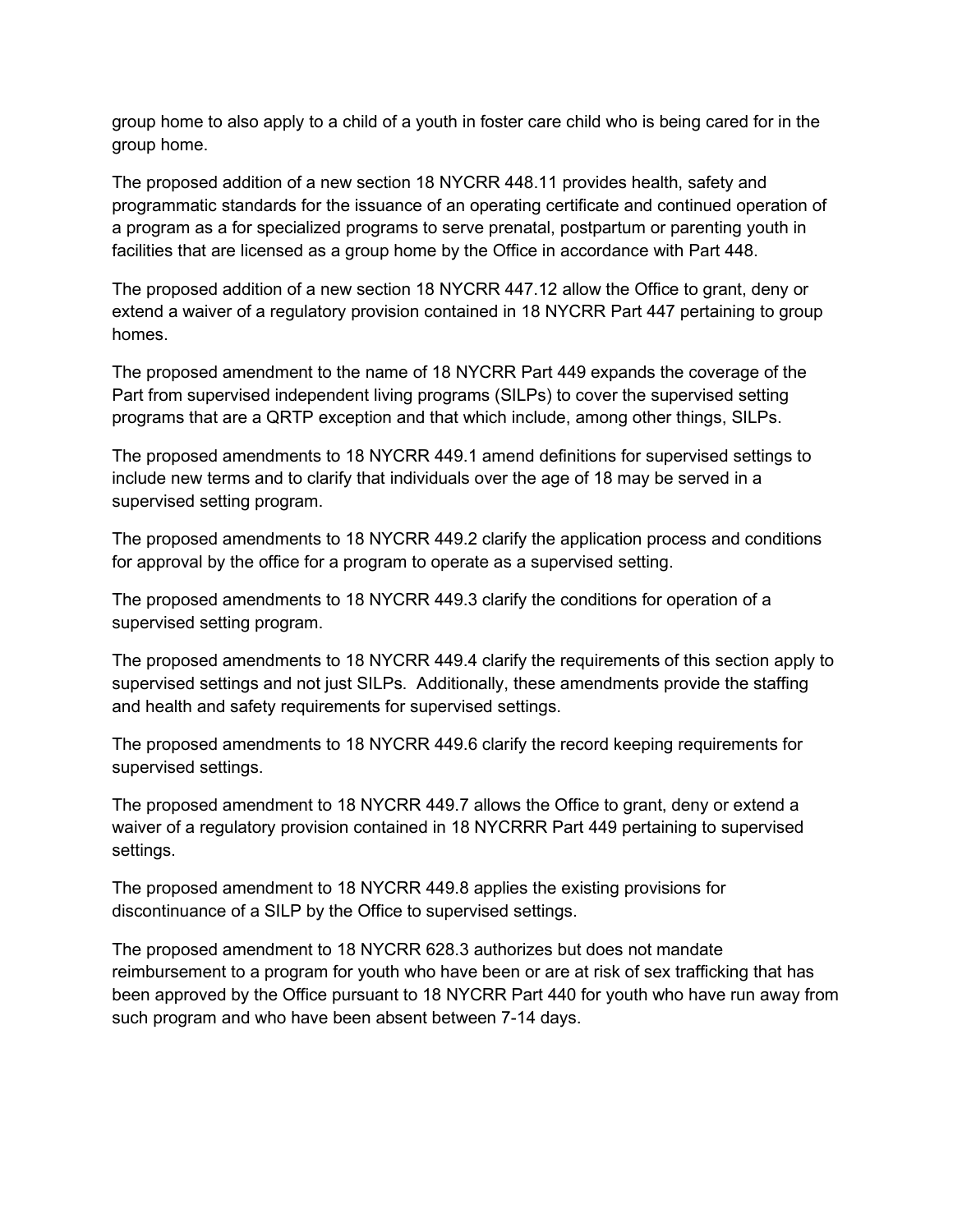group home to also apply to a child of a youth in foster care child who is being cared for in the group home.

The proposed addition of a new section 18 NYCRR 448.11 provides health, safety and programmatic standards for the issuance of an operating certificate and continued operation of a program as a for specialized programs to serve prenatal, postpartum or parenting youth in facilities that are licensed as a group home by the Office in accordance with Part 448.

The proposed addition of a new section 18 NYCRR 447.12 allow the Office to grant, deny or extend a waiver of a regulatory provision contained in 18 NYCRR Part 447 pertaining to group homes.

The proposed amendment to the name of 18 NYCRR Part 449 expands the coverage of the Part from supervised independent living programs (SILPs) to cover the supervised setting programs that are a QRTP exception and that which include, among other things, SILPs.

The proposed amendments to 18 NYCRR 449.1 amend definitions for supervised settings to include new terms and to clarify that individuals over the age of 18 may be served in a supervised setting program.

The proposed amendments to 18 NYCRR 449.2 clarify the application process and conditions for approval by the office for a program to operate as a supervised setting.

The proposed amendments to 18 NYCRR 449.3 clarify the conditions for operation of a supervised setting program.

The proposed amendments to 18 NYCRR 449.4 clarify the requirements of this section apply to supervised settings and not just SILPs. Additionally, these amendments provide the staffing and health and safety requirements for supervised settings.

The proposed amendments to 18 NYCRR 449.6 clarify the record keeping requirements for supervised settings.

The proposed amendment to 18 NYCRR 449.7 allows the Office to grant, deny or extend a waiver of a regulatory provision contained in 18 NYCRRR Part 449 pertaining to supervised settings.

The proposed amendment to 18 NYCRR 449.8 applies the existing provisions for discontinuance of a SILP by the Office to supervised settings.

The proposed amendment to 18 NYCRR 628.3 authorizes but does not mandate reimbursement to a program for youth who have been or are at risk of sex trafficking that has been approved by the Office pursuant to 18 NYCRR Part 440 for youth who have run away from such program and who have been absent between 7-14 days.